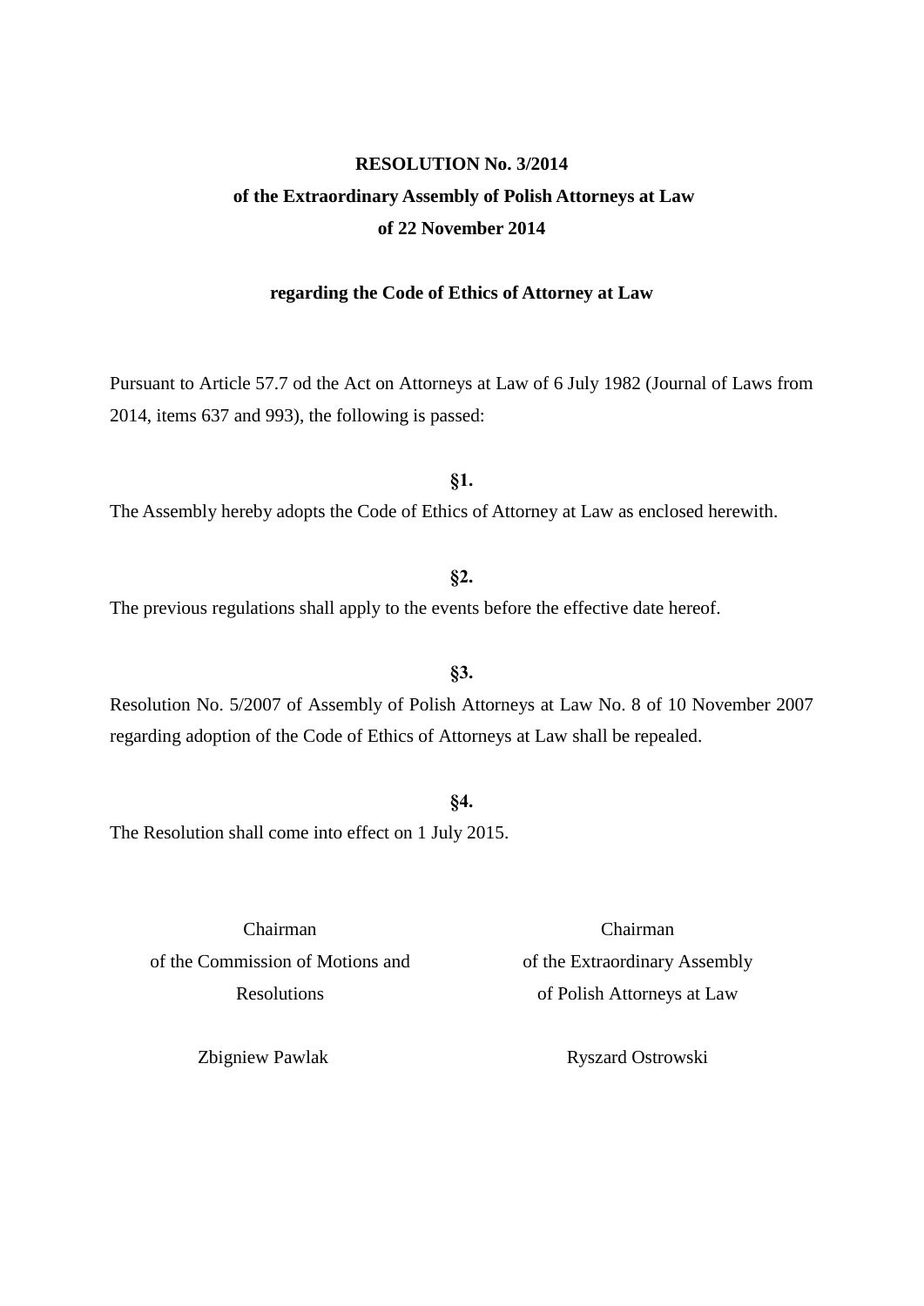**RESOLUTION No. 3/2014**

**of the Extraordinary Assembly of Polish Attorneys at Law**

**of 22 November 2014**

**regarding the Code of Ethics of Attorney at Law**

Pursuant to Article 57.7 od the Act on Attorneys at Law of 6 July 1982 (Journal of Laws from 2014, items 637 and 993), the following is passed:

**§1.**

The Assembly hereby adopts the Code of Ethics of Attorney at Law as enclosed herewith.

**§2.**

The previous regulations shall apply to the events before the effective date hereof.

**§3.**

Resolution No. 5/2007 of Assembly of Polish Attorneys at Law No. 8 of 10 November 2007 regarding adoption of the Code of Ethics of Attorneys at Law shall be repealed.

**§4.**

The Resolution shall come into effect on 1 July 2015.

Chairman
of the Commission of Motions and
Resolutions

Zbigniew Pawlak

Chairman
of the Extraordinary Assembly
of Polish Attorneys at Law

Ryszard Ostrowski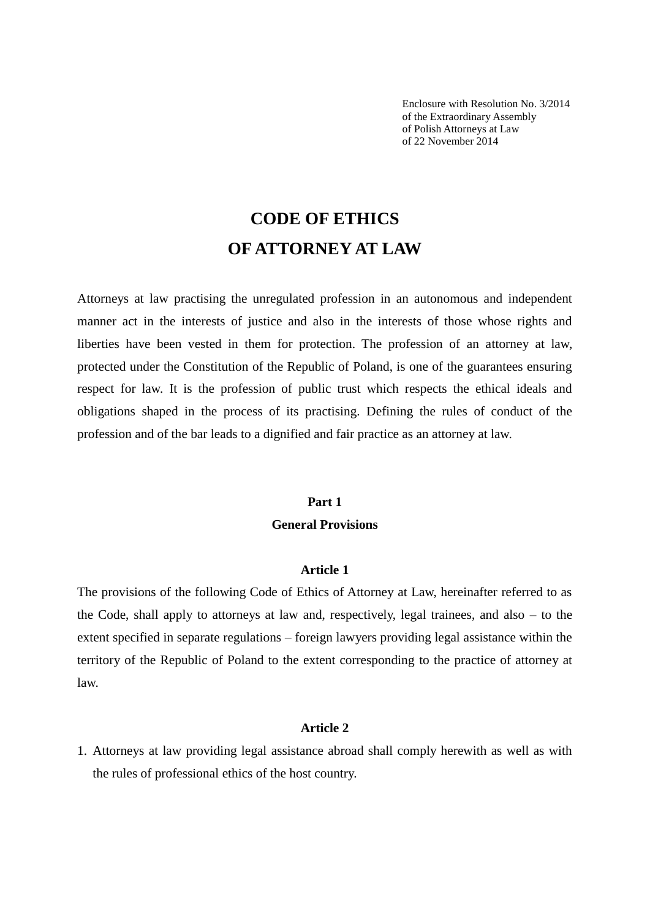Enclosure with Resolution No. 3/2014
of the Extraordinary Assembly
of Polish Attorneys at Law
of 22 November 2014

# CODE OF ETHICS
# OF ATTORNEY AT LAW

Attorneys at law practising the unregulated profession in an autonomous and independent manner act in the interests of justice and also in the interests of those whose rights and liberties have been vested in them for protection. The profession of an attorney at law, protected under the Constitution of the Republic of Poland, is one of the guarantees ensuring respect for law. It is the profession of public trust which respects the ethical ideals and obligations shaped in the process of its practising. Defining the rules of conduct of the profession and of the bar leads to a dignified and fair practice as an attorney at law.

## Part 1
## General Provisions

### Article 1

The provisions of the following Code of Ethics of Attorney at Law, hereinafter referred to as the Code, shall apply to attorneys at law and, respectively, legal trainees, and also – to the extent specified in separate regulations – foreign lawyers providing legal assistance within the territory of the Republic of Poland to the extent corresponding to the practice of attorney at law.

### Article 2

1. Attorneys at law providing legal assistance abroad shall comply herewith as well as with the rules of professional ethics of the host country.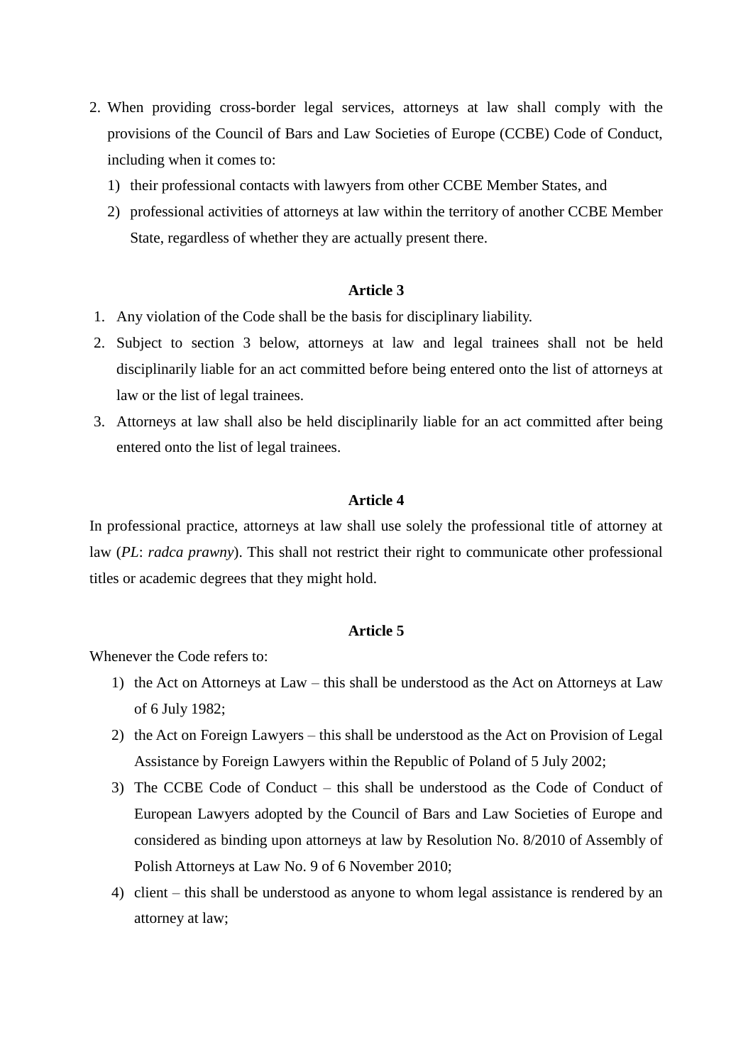2. When providing cross-border legal services, attorneys at law shall comply with the provisions of the Council of Bars and Law Societies of Europe (CCBE) Code of Conduct, including when it comes to:
    1) their professional contacts with lawyers from other CCBE Member States, and
    2) professional activities of attorneys at law within the territory of another CCBE Member State, regardless of whether they are actually present there.

**Article 3**

1. Any violation of the Code shall be the basis for disciplinary liability.
2. Subject to section 3 below, attorneys at law and legal trainees shall not be held disciplinarily liable for an act committed before being entered onto the list of attorneys at law or the list of legal trainees.
3. Attorneys at law shall also be held disciplinarily liable for an act committed after being entered onto the list of legal trainees.

**Article 4**

In professional practice, attorneys at law shall use solely the professional title of attorney at law (*PL*: *radca prawny*). This shall not restrict their right to communicate other professional titles or academic degrees that they might hold.

**Article 5**

Whenever the Code refers to:

1) the Act on Attorneys at Law – this shall be understood as the Act on Attorneys at Law of 6 July 1982;
2) the Act on Foreign Lawyers – this shall be understood as the Act on Provision of Legal Assistance by Foreign Lawyers within the Republic of Poland of 5 July 2002;
3) The CCBE Code of Conduct – this shall be understood as the Code of Conduct of European Lawyers adopted by the Council of Bars and Law Societies of Europe and considered as binding upon attorneys at law by Resolution No. 8/2010 of Assembly of Polish Attorneys at Law No. 9 of 6 November 2010;
4) client – this shall be understood as anyone to whom legal assistance is rendered by an attorney at law;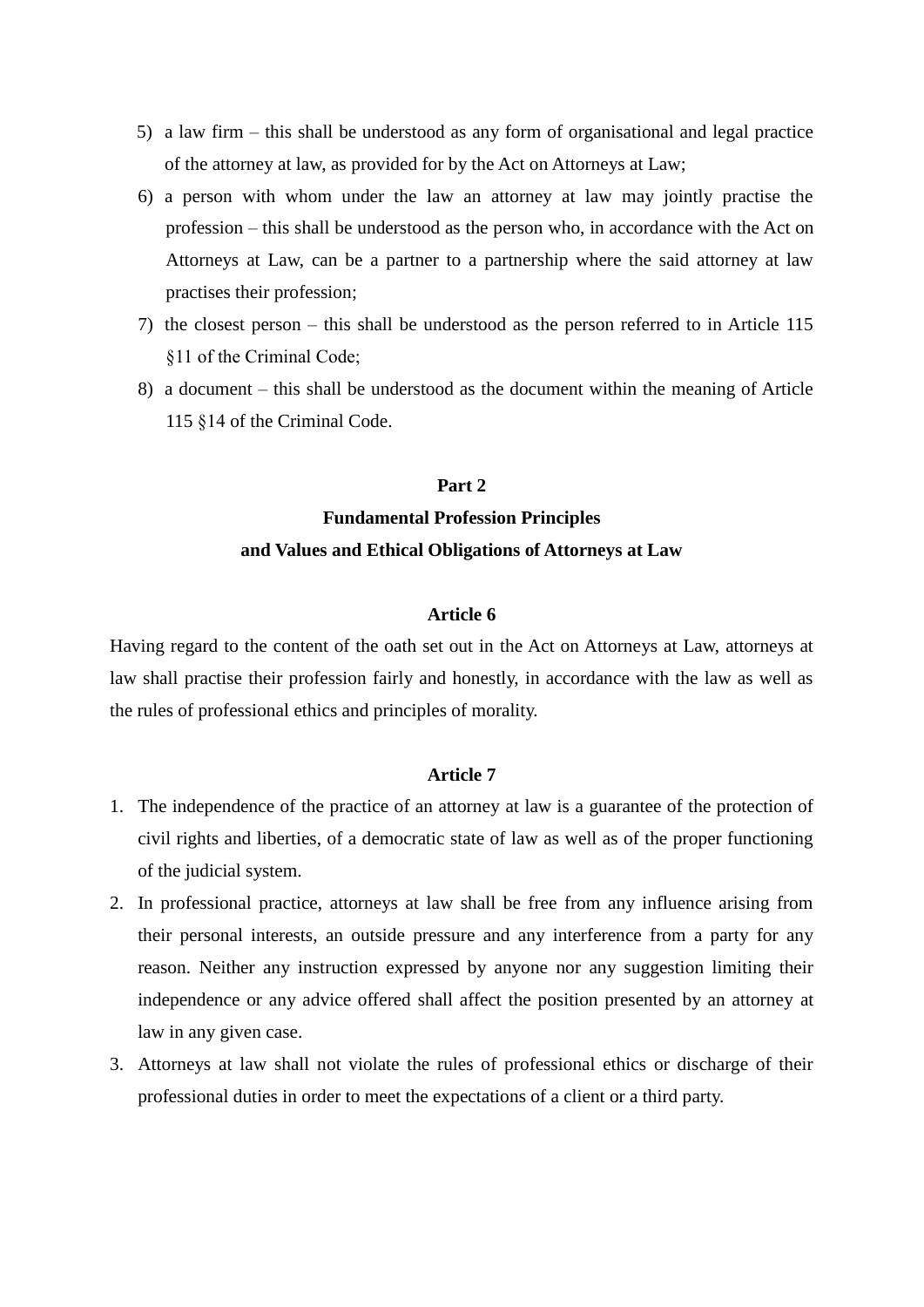5) a law firm – this shall be understood as any form of organisational and legal practice of the attorney at law, as provided for by the Act on Attorneys at Law;
6) a person with whom under the law an attorney at law may jointly practise the profession – this shall be understood as the person who, in accordance with the Act on Attorneys at Law, can be a partner to a partnership where the said attorney at law practises their profession;
7) the closest person – this shall be understood as the person referred to in Article 115 §11 of the Criminal Code;
8) a document – this shall be understood as the document within the meaning of Article 115 §14 of the Criminal Code.

## Part 2
## Fundamental Profession Principles and Values and Ethical Obligations of Attorneys at Law

### Article 6

Having regard to the content of the oath set out in the Act on Attorneys at Law, attorneys at law shall practise their profession fairly and honestly, in accordance with the law as well as the rules of professional ethics and principles of morality.

### Article 7

1. The independence of the practice of an attorney at law is a guarantee of the protection of civil rights and liberties, of a democratic state of law as well as of the proper functioning of the judicial system.
2. In professional practice, attorneys at law shall be free from any influence arising from their personal interests, an outside pressure and any interference from a party for any reason. Neither any instruction expressed by anyone nor any suggestion limiting their independence or any advice offered shall affect the position presented by an attorney at law in any given case.
3. Attorneys at law shall not violate the rules of professional ethics or discharge of their professional duties in order to meet the expectations of a client or a third party.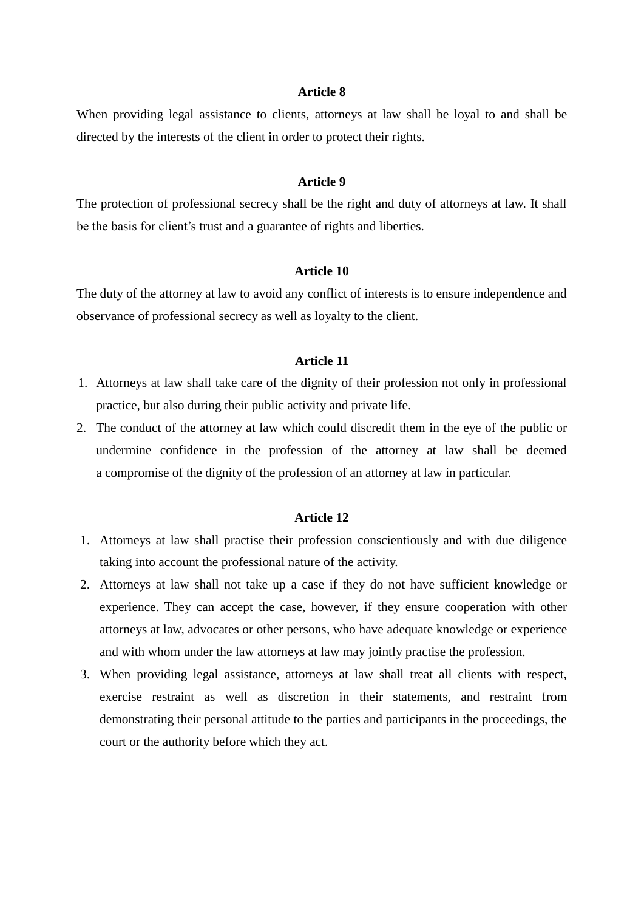**Article 8**

When providing legal assistance to clients, attorneys at law shall be loyal to and shall be directed by the interests of the client in order to protect their rights.

**Article 9**

The protection of professional secrecy shall be the right and duty of attorneys at law. It shall be the basis for client's trust and a guarantee of rights and liberties.

**Article 10**

The duty of the attorney at law to avoid any conflict of interests is to ensure independence and observance of professional secrecy as well as loyalty to the client.

**Article 11**

1. Attorneys at law shall take care of the dignity of their profession not only in professional practice, but also during their public activity and private life.
2. The conduct of the attorney at law which could discredit them in the eye of the public or undermine confidence in the profession of the attorney at law shall be deemed a compromise of the dignity of the profession of an attorney at law in particular.

**Article 12**

1. Attorneys at law shall practise their profession conscientiously and with due diligence taking into account the professional nature of the activity.
2. Attorneys at law shall not take up a case if they do not have sufficient knowledge or experience. They can accept the case, however, if they ensure cooperation with other attorneys at law, advocates or other persons, who have adequate knowledge or experience and with whom under the law attorneys at law may jointly practise the profession.
3. When providing legal assistance, attorneys at law shall treat all clients with respect, exercise restraint as well as discretion in their statements, and restraint from demonstrating their personal attitude to the parties and participants in the proceedings, the court or the authority before which they act.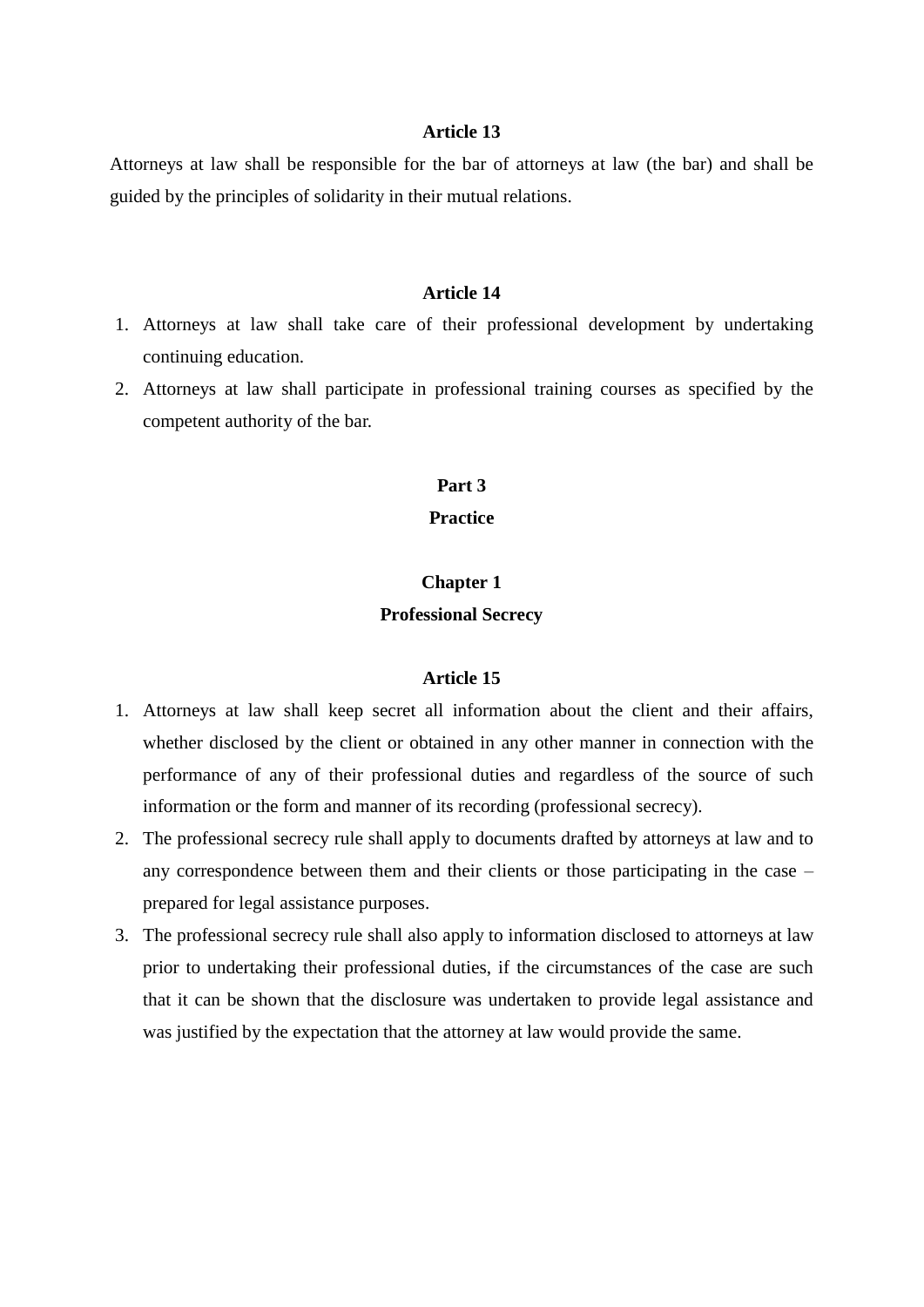**Article 13**

Attorneys at law shall be responsible for the bar of attorneys at law (the bar) and shall be guided by the principles of solidarity in their mutual relations.

**Article 14**

1. Attorneys at law shall take care of their professional development by undertaking continuing education.
2. Attorneys at law shall participate in professional training courses as specified by the competent authority of the bar.

## Part 3
## Practice

### Chapter 1
### Professional Secrecy

**Article 15**

1. Attorneys at law shall keep secret all information about the client and their affairs, whether disclosed by the client or obtained in any other manner in connection with the performance of any of their professional duties and regardless of the source of such information or the form and manner of its recording (professional secrecy).
2. The professional secrecy rule shall apply to documents drafted by attorneys at law and to any correspondence between them and their clients or those participating in the case – prepared for legal assistance purposes.
3. The professional secrecy rule shall also apply to information disclosed to attorneys at law prior to undertaking their professional duties, if the circumstances of the case are such that it can be shown that the disclosure was undertaken to provide legal assistance and was justified by the expectation that the attorney at law would provide the same.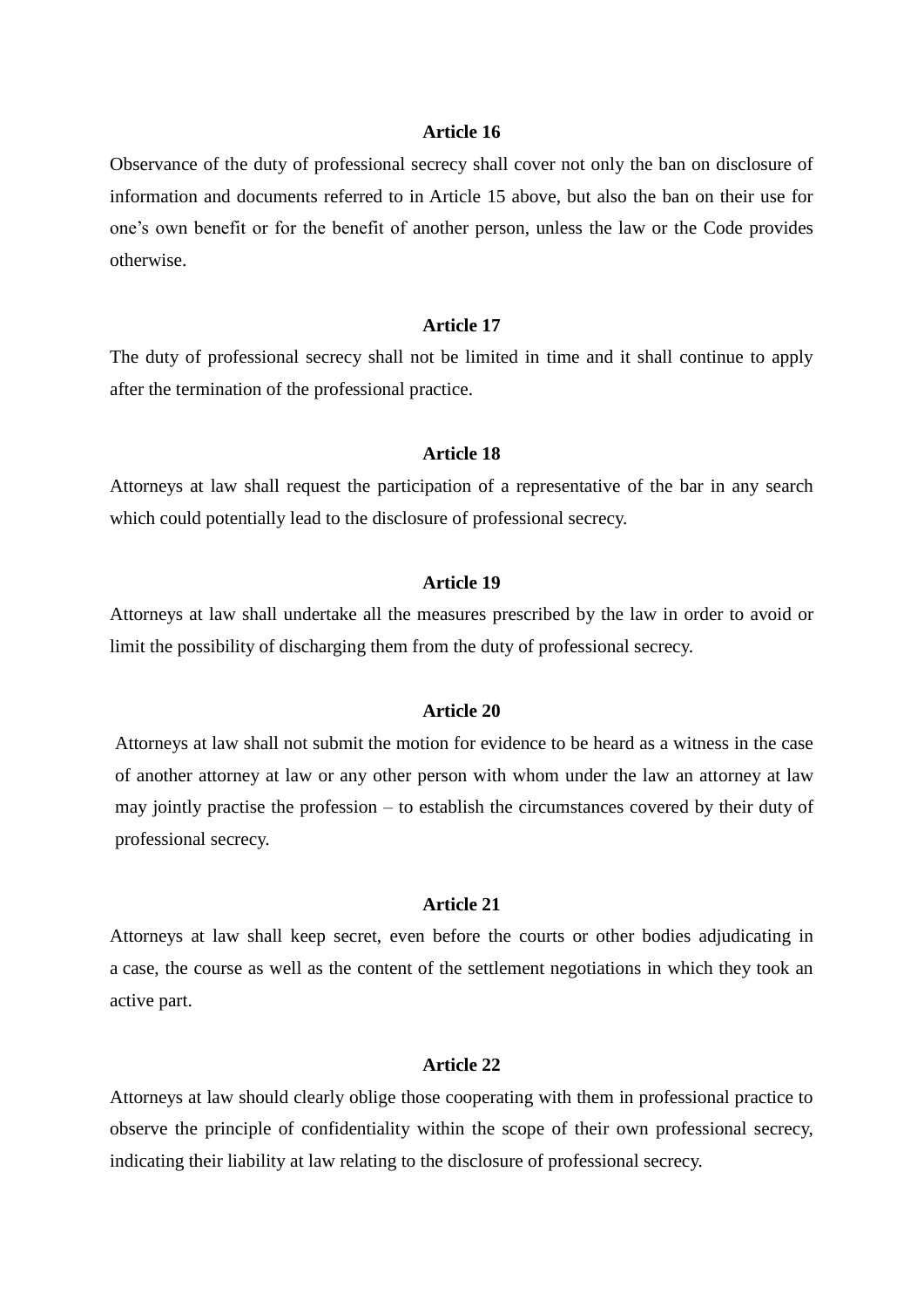### Article 16

Observance of the duty of professional secrecy shall cover not only the ban on disclosure of information and documents referred to in Article 15 above, but also the ban on their use for one's own benefit or for the benefit of another person, unless the law or the Code provides otherwise.

### Article 17

The duty of professional secrecy shall not be limited in time and it shall continue to apply after the termination of the professional practice.

### Article 18

Attorneys at law shall request the participation of a representative of the bar in any search which could potentially lead to the disclosure of professional secrecy.

### Article 19

Attorneys at law shall undertake all the measures prescribed by the law in order to avoid or limit the possibility of discharging them from the duty of professional secrecy.

### Article 20

Attorneys at law shall not submit the motion for evidence to be heard as a witness in the case of another attorney at law or any other person with whom under the law an attorney at law may jointly practise the profession – to establish the circumstances covered by their duty of professional secrecy.

### Article 21

Attorneys at law shall keep secret, even before the courts or other bodies adjudicating in a case, the course as well as the content of the settlement negotiations in which they took an active part.

### Article 22

Attorneys at law should clearly oblige those cooperating with them in professional practice to observe the principle of confidentiality within the scope of their own professional secrecy, indicating their liability at law relating to the disclosure of professional secrecy.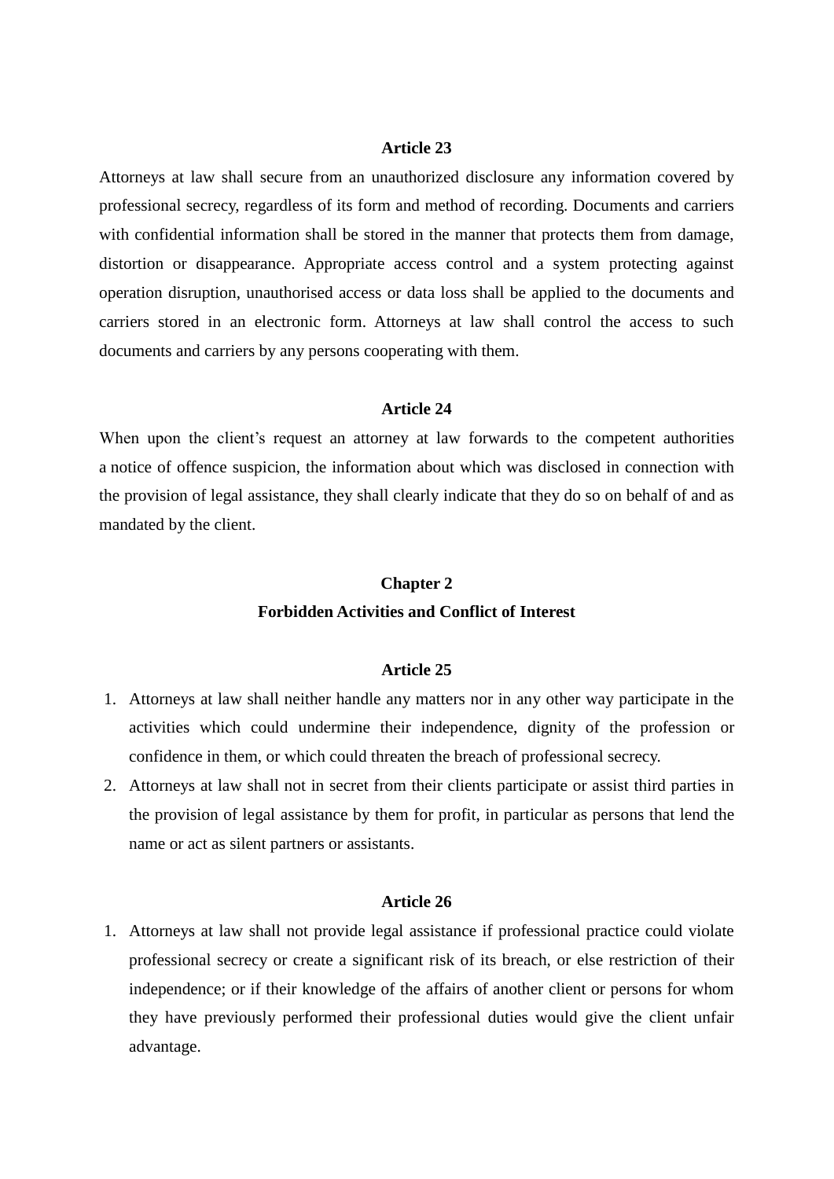### Article 23

Attorneys at law shall secure from an unauthorized disclosure any information covered by professional secrecy, regardless of its form and method of recording. Documents and carriers with confidential information shall be stored in the manner that protects them from damage, distortion or disappearance. Appropriate access control and a system protecting against operation disruption, unauthorised access or data loss shall be applied to the documents and carriers stored in an electronic form. Attorneys at law shall control the access to such documents and carriers by any persons cooperating with them.

### Article 24

When upon the client's request an attorney at law forwards to the competent authorities a notice of offence suspicion, the information about which was disclosed in connection with the provision of legal assistance, they shall clearly indicate that they do so on behalf of and as mandated by the client.

## Chapter 2

## Forbidden Activities and Conflict of Interest

### Article 25

1. Attorneys at law shall neither handle any matters nor in any other way participate in the activities which could undermine their independence, dignity of the profession or confidence in them, or which could threaten the breach of professional secrecy.
2. Attorneys at law shall not in secret from their clients participate or assist third parties in the provision of legal assistance by them for profit, in particular as persons that lend the name or act as silent partners or assistants.

### Article 26

1. Attorneys at law shall not provide legal assistance if professional practice could violate professional secrecy or create a significant risk of its breach, or else restriction of their independence; or if their knowledge of the affairs of another client or persons for whom they have previously performed their professional duties would give the client unfair advantage.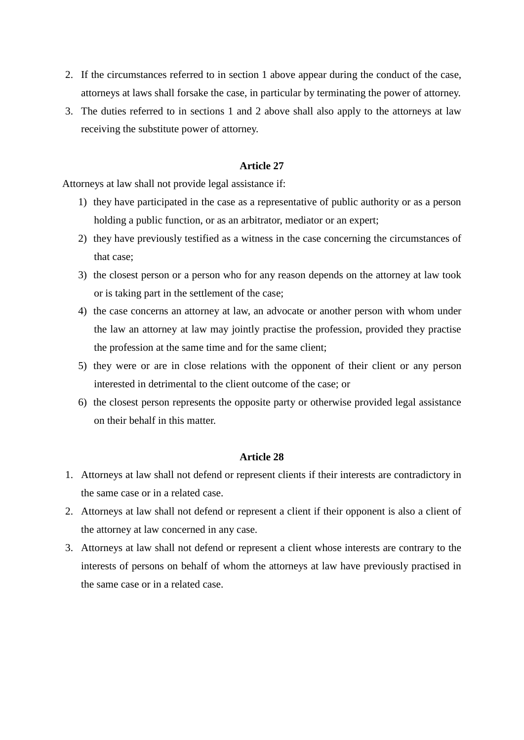2. If the circumstances referred to in section 1 above appear during the conduct of the case, attorneys at laws shall forsake the case, in particular by terminating the power of attorney.
3. The duties referred to in sections 1 and 2 above shall also apply to the attorneys at law receiving the substitute power of attorney.

**Article 27**

Attorneys at law shall not provide legal assistance if:

1) they have participated in the case as a representative of public authority or as a person holding a public function, or as an arbitrator, mediator or an expert;
2) they have previously testified as a witness in the case concerning the circumstances of that case;
3) the closest person or a person who for any reason depends on the attorney at law took or is taking part in the settlement of the case;
4) the case concerns an attorney at law, an advocate or another person with whom under the law an attorney at law may jointly practise the profession, provided they practise the profession at the same time and for the same client;
5) they were or are in close relations with the opponent of their client or any person interested in detrimental to the client outcome of the case; or
6) the closest person represents the opposite party or otherwise provided legal assistance on their behalf in this matter.

**Article 28**

1. Attorneys at law shall not defend or represent clients if their interests are contradictory in the same case or in a related case.
2. Attorneys at law shall not defend or represent a client if their opponent is also a client of the attorney at law concerned in any case.
3. Attorneys at law shall not defend or represent a client whose interests are contrary to the interests of persons on behalf of whom the attorneys at law have previously practised in the same case or in a related case.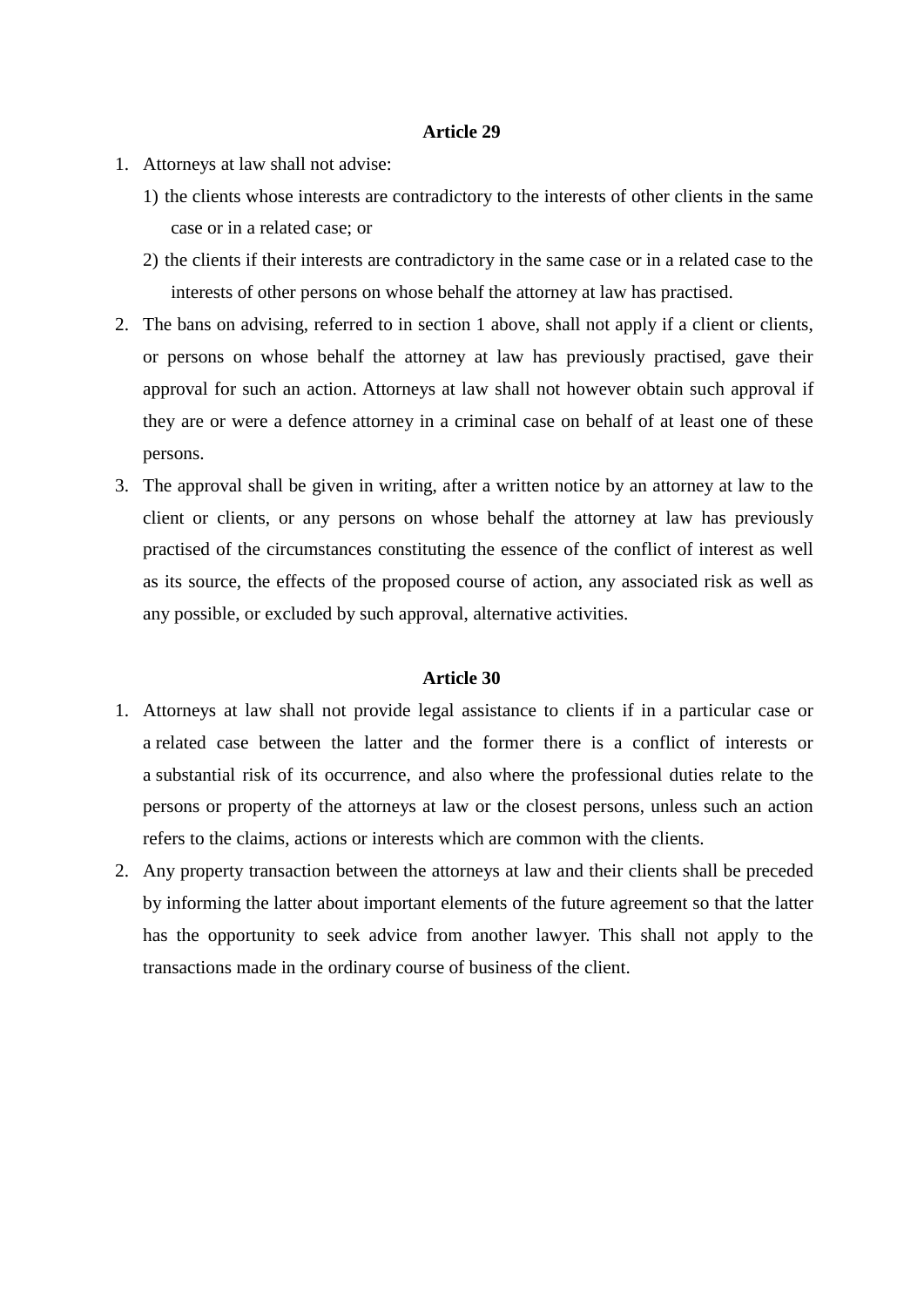**Article 29**

1. Attorneys at law shall not advise:
   1) the clients whose interests are contradictory to the interests of other clients in the same case or in a related case; or
   2) the clients if their interests are contradictory in the same case or in a related case to the interests of other persons on whose behalf the attorney at law has practised.
2. The bans on advising, referred to in section 1 above, shall not apply if a client or clients, or persons on whose behalf the attorney at law has previously practised, gave their approval for such an action. Attorneys at law shall not however obtain such approval if they are or were a defence attorney in a criminal case on behalf of at least one of these persons.
3. The approval shall be given in writing, after a written notice by an attorney at law to the client or clients, or any persons on whose behalf the attorney at law has previously practised of the circumstances constituting the essence of the conflict of interest as well as its source, the effects of the proposed course of action, any associated risk as well as any possible, or excluded by such approval, alternative activities.

**Article 30**

1. Attorneys at law shall not provide legal assistance to clients if in a particular case or a related case between the latter and the former there is a conflict of interests or a substantial risk of its occurrence, and also where the professional duties relate to the persons or property of the attorneys at law or the closest persons, unless such an action refers to the claims, actions or interests which are common with the clients.
2. Any property transaction between the attorneys at law and their clients shall be preceded by informing the latter about important elements of the future agreement so that the latter has the opportunity to seek advice from another lawyer. This shall not apply to the transactions made in the ordinary course of business of the client.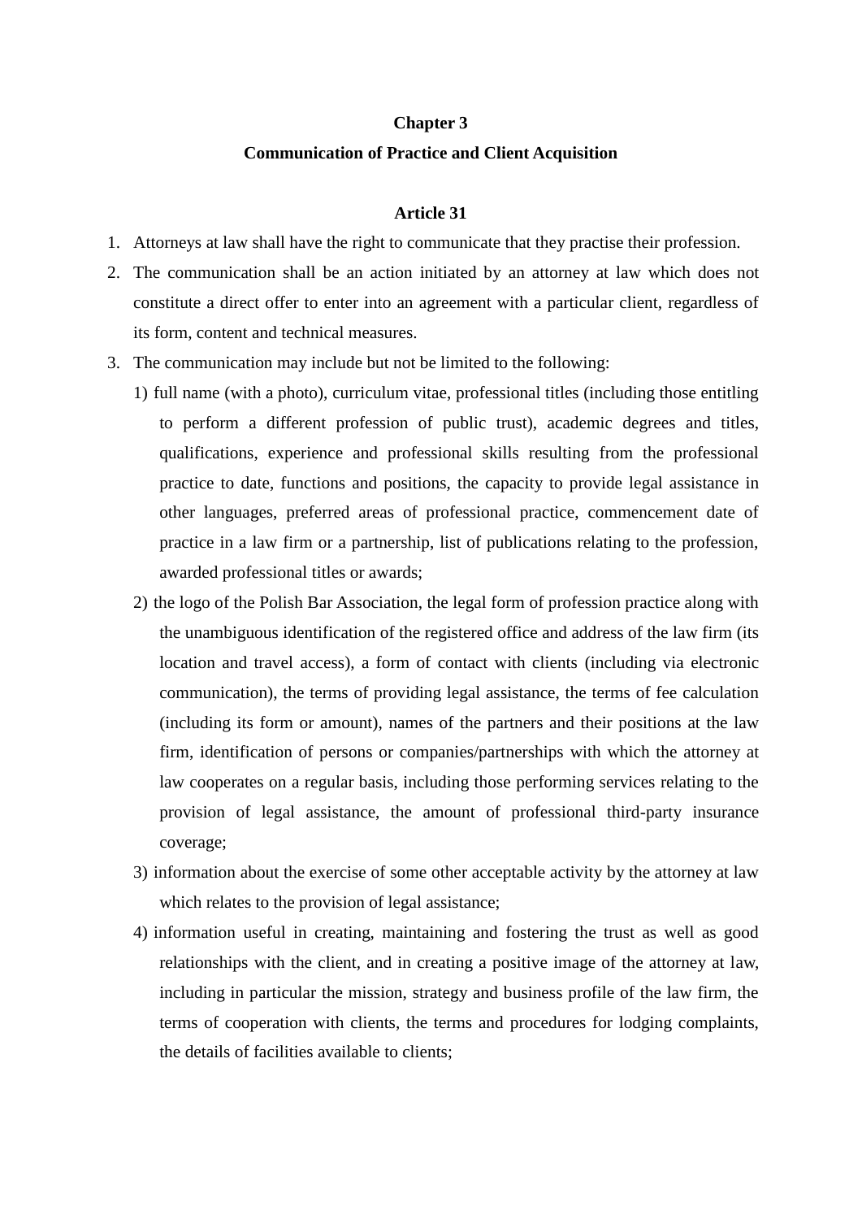## Chapter 3

## Communication of Practice and Client Acquisition

### Article 31

1. Attorneys at law shall have the right to communicate that they practise their profession.
2. The communication shall be an action initiated by an attorney at law which does not constitute a direct offer to enter into an agreement with a particular client, regardless of its form, content and technical measures.
3. The communication may include but not be limited to the following:
   1) full name (with a photo), curriculum vitae, professional titles (including those entitling to perform a different profession of public trust), academic degrees and titles, qualifications, experience and professional skills resulting from the professional practice to date, functions and positions, the capacity to provide legal assistance in other languages, preferred areas of professional practice, commencement date of practice in a law firm or a partnership, list of publications relating to the profession, awarded professional titles or awards;
   2) the logo of the Polish Bar Association, the legal form of profession practice along with the unambiguous identification of the registered office and address of the law firm (its location and travel access), a form of contact with clients (including via electronic communication), the terms of providing legal assistance, the terms of fee calculation (including its form or amount), names of the partners and their positions at the law firm, identification of persons or companies/partnerships with which the attorney at law cooperates on a regular basis, including those performing services relating to the provision of legal assistance, the amount of professional third-party insurance coverage;
   3) information about the exercise of some other acceptable activity by the attorney at law which relates to the provision of legal assistance;
   4) information useful in creating, maintaining and fostering the trust as well as good relationships with the client, and in creating a positive image of the attorney at law, including in particular the mission, strategy and business profile of the law firm, the terms of cooperation with clients, the terms and procedures for lodging complaints, the details of facilities available to clients;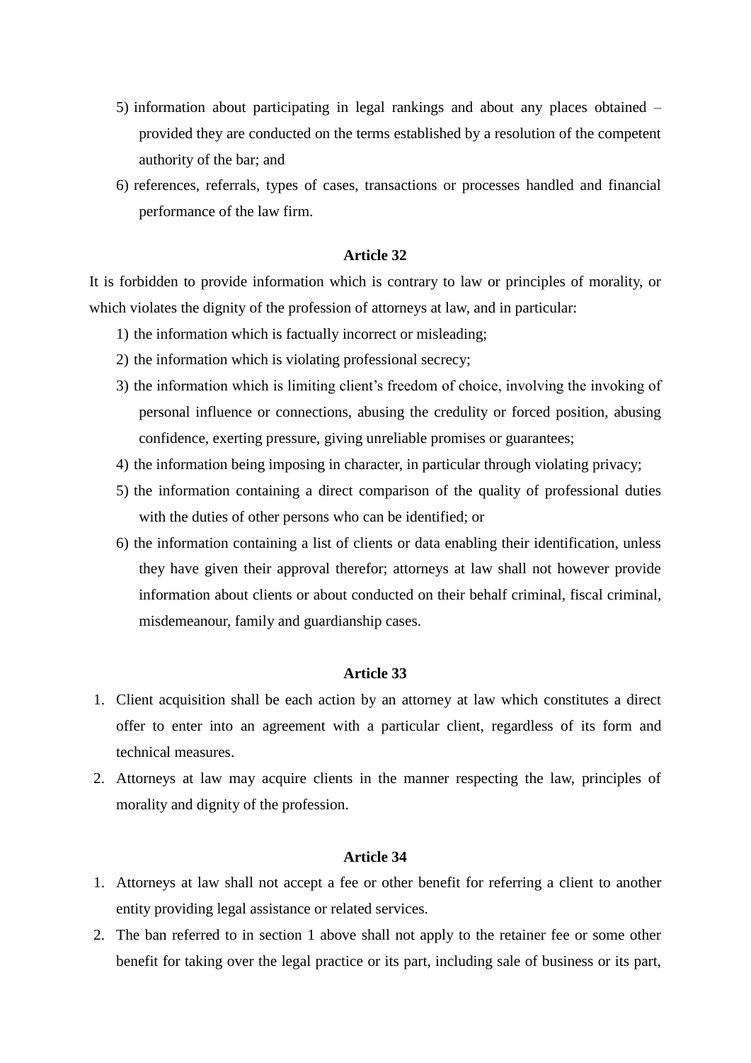5) information about participating in legal rankings and about any places obtained – provided they are conducted on the terms established by a resolution of the competent authority of the bar; and
6) references, referrals, types of cases, transactions or processes handled and financial performance of the law firm.

### Article 32

It is forbidden to provide information which is contrary to law or principles of morality, or which violates the dignity of the profession of attorneys at law, and in particular:

1) the information which is factually incorrect or misleading;
2) the information which is violating professional secrecy;
3) the information which is limiting client's freedom of choice, involving the invoking of personal influence or connections, abusing the credulity or forced position, abusing confidence, exerting pressure, giving unreliable promises or guarantees;
4) the information being imposing in character, in particular through violating privacy;
5) the information containing a direct comparison of the quality of professional duties with the duties of other persons who can be identified; or
6) the information containing a list of clients or data enabling their identification, unless they have given their approval therefor; attorneys at law shall not however provide information about clients or about conducted on their behalf criminal, fiscal criminal, misdemeanour, family and guardianship cases.

### Article 33

1. Client acquisition shall be each action by an attorney at law which constitutes a direct offer to enter into an agreement with a particular client, regardless of its form and technical measures.
2. Attorneys at law may acquire clients in the manner respecting the law, principles of morality and dignity of the profession.

### Article 34

1. Attorneys at law shall not accept a fee or other benefit for referring a client to another entity providing legal assistance or related services.
2. The ban referred to in section 1 above shall not apply to the retainer fee or some other benefit for taking over the legal practice or its part, including sale of business or its part,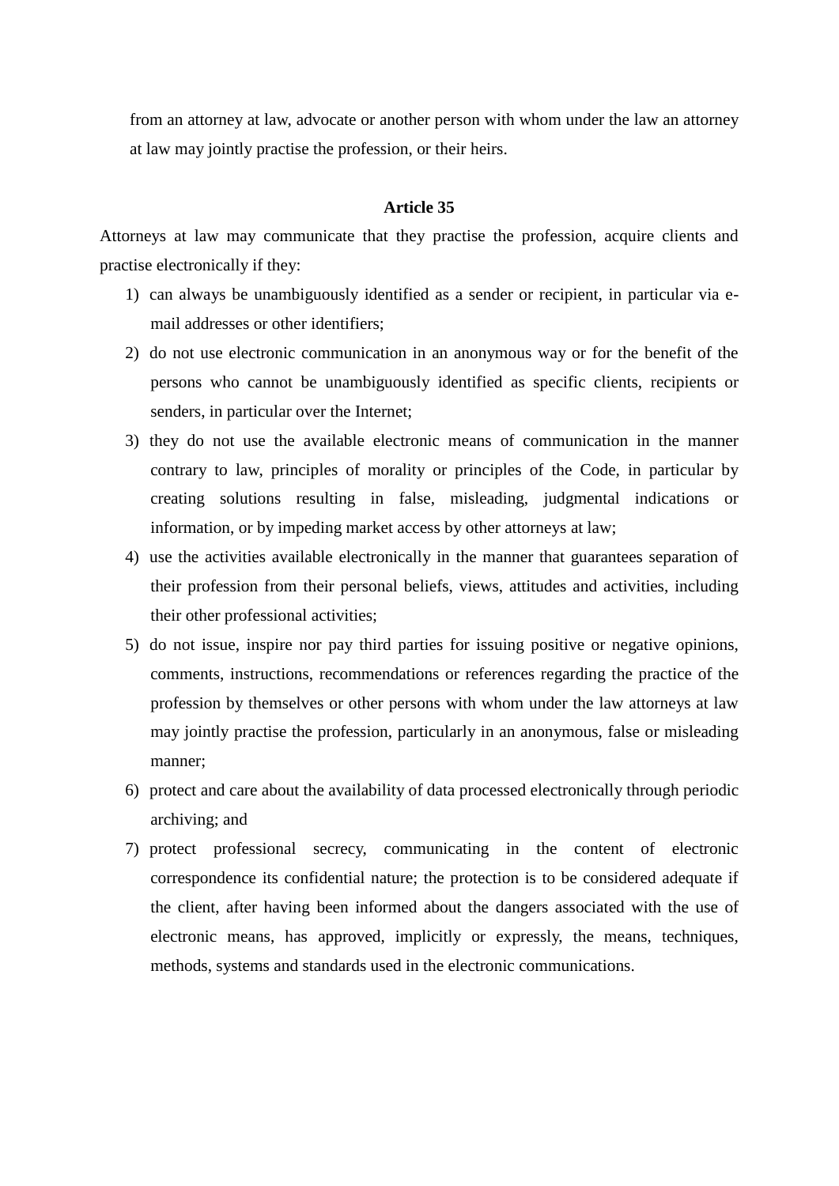from an attorney at law, advocate or another person with whom under the law an attorney at law may jointly practise the profession, or their heirs.

**Article 35**

Attorneys at law may communicate that they practise the profession, acquire clients and practise electronically if they:

1) can always be unambiguously identified as a sender or recipient, in particular via e-mail addresses or other identifiers;
2) do not use electronic communication in an anonymous way or for the benefit of the persons who cannot be unambiguously identified as specific clients, recipients or senders, in particular over the Internet;
3) they do not use the available electronic means of communication in the manner contrary to law, principles of morality or principles of the Code, in particular by creating solutions resulting in false, misleading, judgmental indications or information, or by impeding market access by other attorneys at law;
4) use the activities available electronically in the manner that guarantees separation of their profession from their personal beliefs, views, attitudes and activities, including their other professional activities;
5) do not issue, inspire nor pay third parties for issuing positive or negative opinions, comments, instructions, recommendations or references regarding the practice of the profession by themselves or other persons with whom under the law attorneys at law may jointly practise the profession, particularly in an anonymous, false or misleading manner;
6) protect and care about the availability of data processed electronically through periodic archiving; and
7) protect professional secrecy, communicating in the content of electronic correspondence its confidential nature; the protection is to be considered adequate if the client, after having been informed about the dangers associated with the use of electronic means, has approved, implicitly or expressly, the means, techniques, methods, systems and standards used in the electronic communications.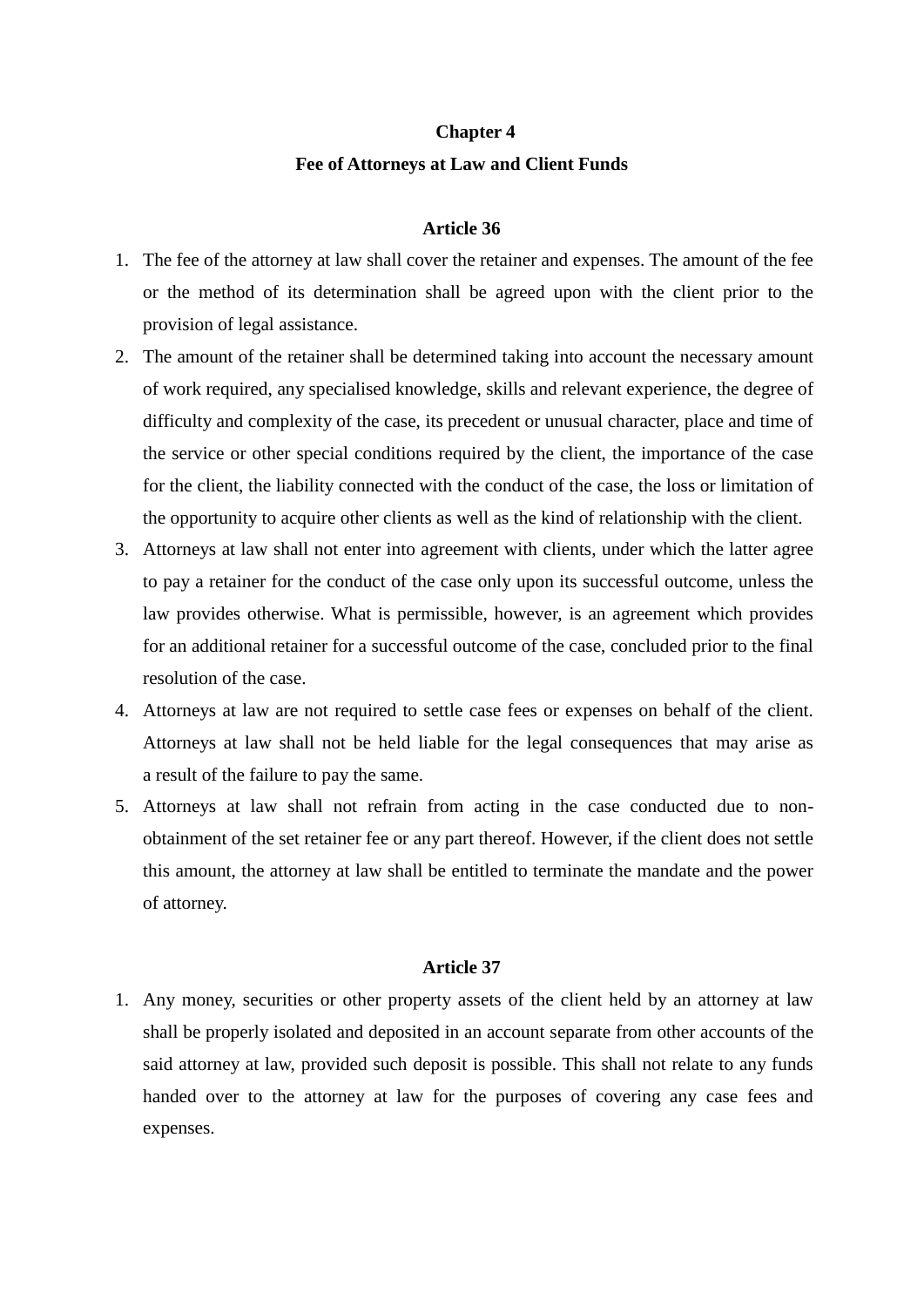## Chapter 4

## Fee of Attorneys at Law and Client Funds

### Article 36

1. The fee of the attorney at law shall cover the retainer and expenses. The amount of the fee or the method of its determination shall be agreed upon with the client prior to the provision of legal assistance.
2. The amount of the retainer shall be determined taking into account the necessary amount of work required, any specialised knowledge, skills and relevant experience, the degree of difficulty and complexity of the case, its precedent or unusual character, place and time of the service or other special conditions required by the client, the importance of the case for the client, the liability connected with the conduct of the case, the loss or limitation of the opportunity to acquire other clients as well as the kind of relationship with the client.
3. Attorneys at law shall not enter into agreement with clients, under which the latter agree to pay a retainer for the conduct of the case only upon its successful outcome, unless the law provides otherwise. What is permissible, however, is an agreement which provides for an additional retainer for a successful outcome of the case, concluded prior to the final resolution of the case.
4. Attorneys at law are not required to settle case fees or expenses on behalf of the client. Attorneys at law shall not be held liable for the legal consequences that may arise as a result of the failure to pay the same.
5. Attorneys at law shall not refrain from acting in the case conducted due to non-obtainment of the set retainer fee or any part thereof. However, if the client does not settle this amount, the attorney at law shall be entitled to terminate the mandate and the power of attorney.

### Article 37

1. Any money, securities or other property assets of the client held by an attorney at law shall be properly isolated and deposited in an account separate from other accounts of the said attorney at law, provided such deposit is possible. This shall not relate to any funds handed over to the attorney at law for the purposes of covering any case fees and expenses.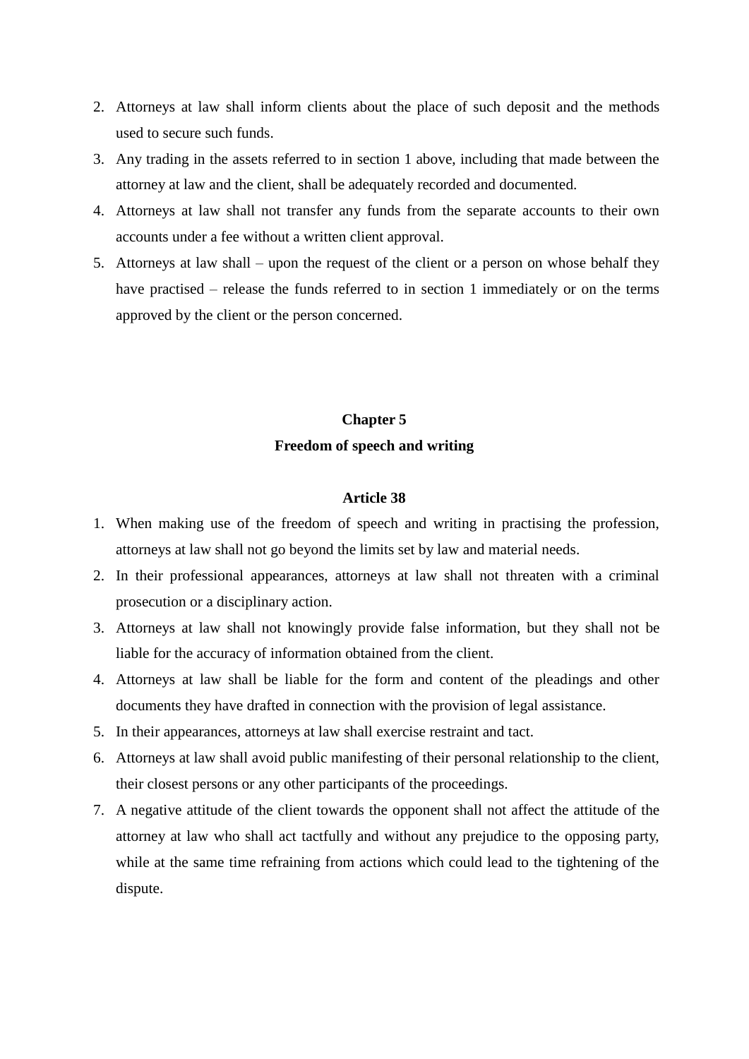2. Attorneys at law shall inform clients about the place of such deposit and the methods used to secure such funds.
3. Any trading in the assets referred to in section 1 above, including that made between the attorney at law and the client, shall be adequately recorded and documented.
4. Attorneys at law shall not transfer any funds from the separate accounts to their own accounts under a fee without a written client approval.
5. Attorneys at law shall – upon the request of the client or a person on whose behalf they have practised – release the funds referred to in section 1 immediately or on the terms approved by the client or the person concerned.

## Chapter 5
## Freedom of speech and writing

### Article 38

1. When making use of the freedom of speech and writing in practising the profession, attorneys at law shall not go beyond the limits set by law and material needs.
2. In their professional appearances, attorneys at law shall not threaten with a criminal prosecution or a disciplinary action.
3. Attorneys at law shall not knowingly provide false information, but they shall not be liable for the accuracy of information obtained from the client.
4. Attorneys at law shall be liable for the form and content of the pleadings and other documents they have drafted in connection with the provision of legal assistance.
5. In their appearances, attorneys at law shall exercise restraint and tact.
6. Attorneys at law shall avoid public manifesting of their personal relationship to the client, their closest persons or any other participants of the proceedings.
7. A negative attitude of the client towards the opponent shall not affect the attitude of the attorney at law who shall act tactfully and without any prejudice to the opposing party, while at the same time refraining from actions which could lead to the tightening of the dispute.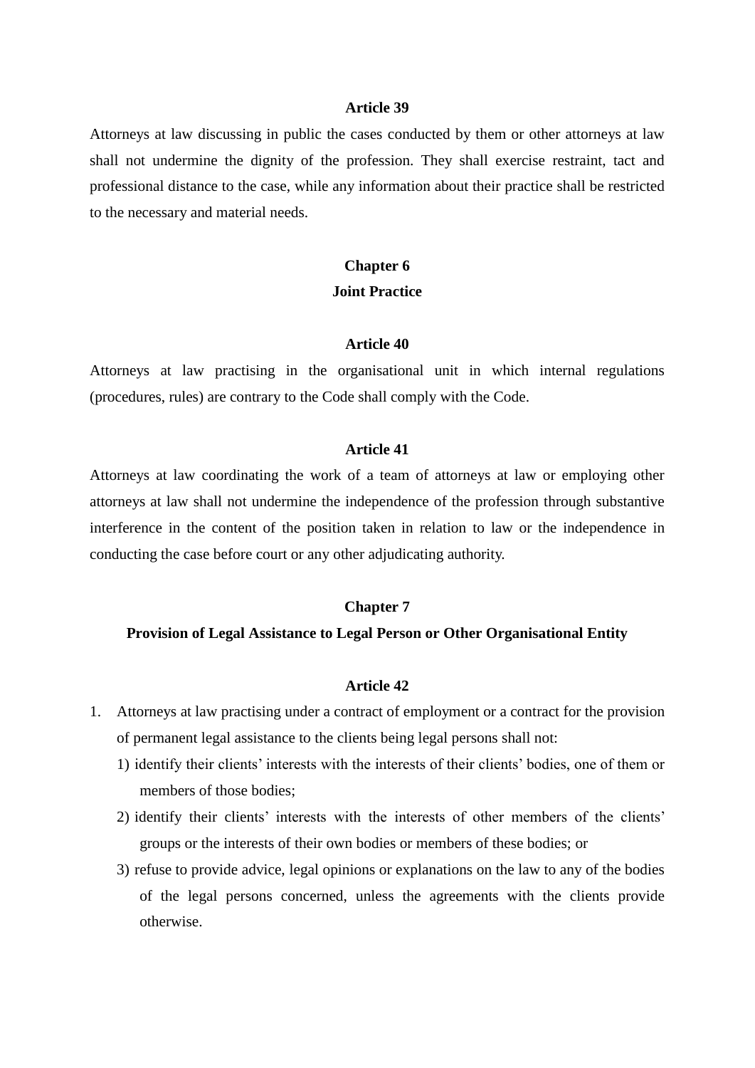### Article 39

Attorneys at law discussing in public the cases conducted by them or other attorneys at law shall not undermine the dignity of the profession. They shall exercise restraint, tact and professional distance to the case, while any information about their practice shall be restricted to the necessary and material needs.

## Chapter 6
## Joint Practice

### Article 40

Attorneys at law practising in the organisational unit in which internal regulations (procedures, rules) are contrary to the Code shall comply with the Code.

### Article 41

Attorneys at law coordinating the work of a team of attorneys at law or employing other attorneys at law shall not undermine the independence of the profession through substantive interference in the content of the position taken in relation to law or the independence in conducting the case before court or any other adjudicating authority.

## Chapter 7
## Provision of Legal Assistance to Legal Person or Other Organisational Entity

### Article 42

1. Attorneys at law practising under a contract of employment or a contract for the provision of permanent legal assistance to the clients being legal persons shall not:
   1) identify their clients' interests with the interests of their clients' bodies, one of them or members of those bodies;
   2) identify their clients' interests with the interests of other members of the clients' groups or the interests of their own bodies or members of these bodies; or
   3) refuse to provide advice, legal opinions or explanations on the law to any of the bodies of the legal persons concerned, unless the agreements with the clients provide otherwise.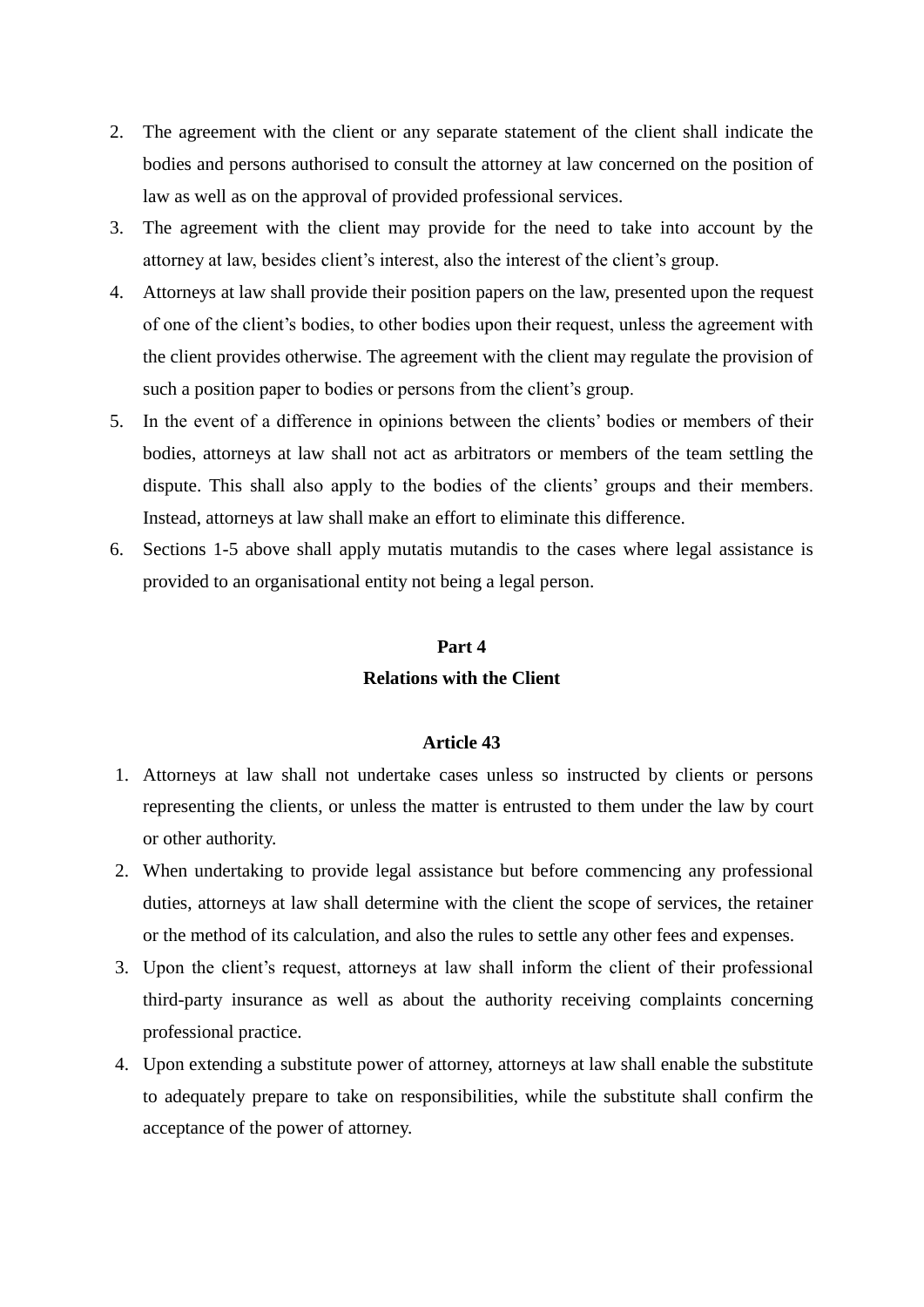2. The agreement with the client or any separate statement of the client shall indicate the bodies and persons authorised to consult the attorney at law concerned on the position of law as well as on the approval of provided professional services.
3. The agreement with the client may provide for the need to take into account by the attorney at law, besides client's interest, also the interest of the client's group.
4. Attorneys at law shall provide their position papers on the law, presented upon the request of one of the client's bodies, to other bodies upon their request, unless the agreement with the client provides otherwise. The agreement with the client may regulate the provision of such a position paper to bodies or persons from the client's group.
5. In the event of a difference in opinions between the clients' bodies or members of their bodies, attorneys at law shall not act as arbitrators or members of the team settling the dispute. This shall also apply to the bodies of the clients' groups and their members. Instead, attorneys at law shall make an effort to eliminate this difference.
6. Sections 1-5 above shall apply mutatis mutandis to the cases where legal assistance is provided to an organisational entity not being a legal person.

## Part 4
## Relations with the Client

### Article 43

1. Attorneys at law shall not undertake cases unless so instructed by clients or persons representing the clients, or unless the matter is entrusted to them under the law by court or other authority.
2. When undertaking to provide legal assistance but before commencing any professional duties, attorneys at law shall determine with the client the scope of services, the retainer or the method of its calculation, and also the rules to settle any other fees and expenses.
3. Upon the client's request, attorneys at law shall inform the client of their professional third-party insurance as well as about the authority receiving complaints concerning professional practice.
4. Upon extending a substitute power of attorney, attorneys at law shall enable the substitute to adequately prepare to take on responsibilities, while the substitute shall confirm the acceptance of the power of attorney.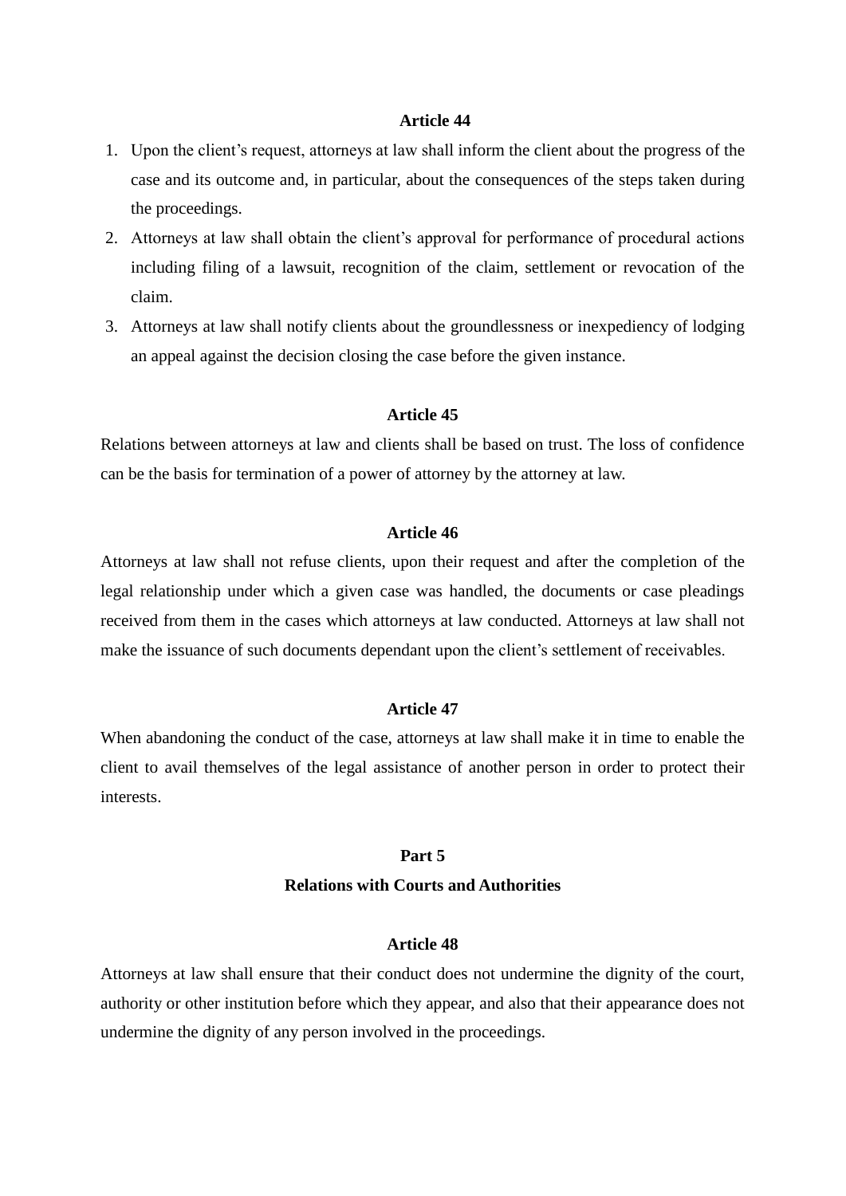**Article 44**

1. Upon the client's request, attorneys at law shall inform the client about the progress of the case and its outcome and, in particular, about the consequences of the steps taken during the proceedings.
2. Attorneys at law shall obtain the client's approval for performance of procedural actions including filing of a lawsuit, recognition of the claim, settlement or revocation of the claim.
3. Attorneys at law shall notify clients about the groundlessness or inexpediency of lodging an appeal against the decision closing the case before the given instance.

**Article 45**

Relations between attorneys at law and clients shall be based on trust. The loss of confidence can be the basis for termination of a power of attorney by the attorney at law.

**Article 46**

Attorneys at law shall not refuse clients, upon their request and after the completion of the legal relationship under which a given case was handled, the documents or case pleadings received from them in the cases which attorneys at law conducted. Attorneys at law shall not make the issuance of such documents dependant upon the client's settlement of receivables.

**Article 47**

When abandoning the conduct of the case, attorneys at law shall make it in time to enable the client to avail themselves of the legal assistance of another person in order to protect their interests.

## Part 5
## Relations with Courts and Authorities

**Article 48**

Attorneys at law shall ensure that their conduct does not undermine the dignity of the court, authority or other institution before which they appear, and also that their appearance does not undermine the dignity of any person involved in the proceedings.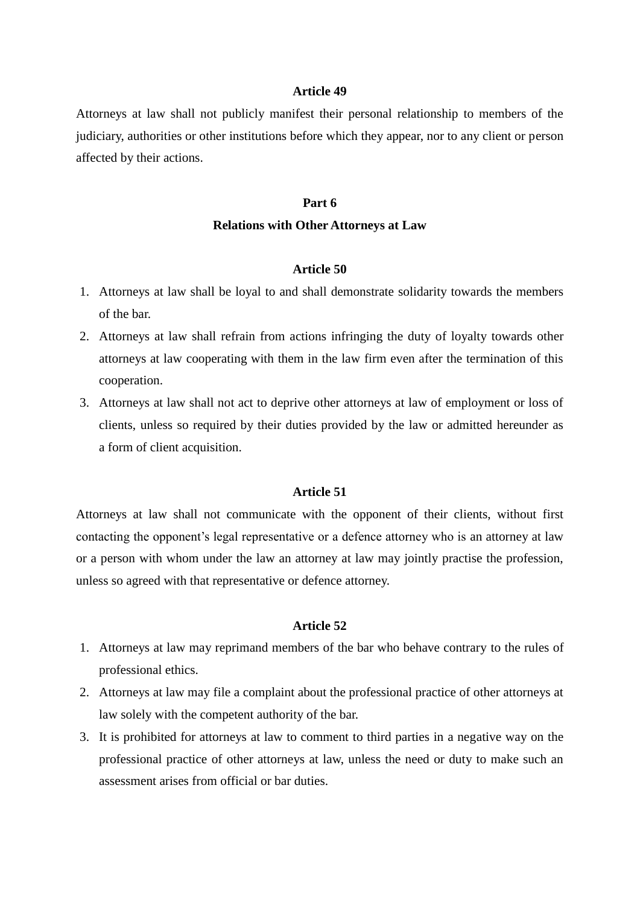### Article 49

Attorneys at law shall not publicly manifest their personal relationship to members of the judiciary, authorities or other institutions before which they appear, nor to any client or person affected by their actions.

## Part 6
## Relations with Other Attorneys at Law

### Article 50

1. Attorneys at law shall be loyal to and shall demonstrate solidarity towards the members of the bar.
2. Attorneys at law shall refrain from actions infringing the duty of loyalty towards other attorneys at law cooperating with them in the law firm even after the termination of this cooperation.
3. Attorneys at law shall not act to deprive other attorneys at law of employment or loss of clients, unless so required by their duties provided by the law or admitted hereunder as a form of client acquisition.

### Article 51

Attorneys at law shall not communicate with the opponent of their clients, without first contacting the opponent's legal representative or a defence attorney who is an attorney at law or a person with whom under the law an attorney at law may jointly practise the profession, unless so agreed with that representative or defence attorney.

### Article 52

1. Attorneys at law may reprimand members of the bar who behave contrary to the rules of professional ethics.
2. Attorneys at law may file a complaint about the professional practice of other attorneys at law solely with the competent authority of the bar.
3. It is prohibited for attorneys at law to comment to third parties in a negative way on the professional practice of other attorneys at law, unless the need or duty to make such an assessment arises from official or bar duties.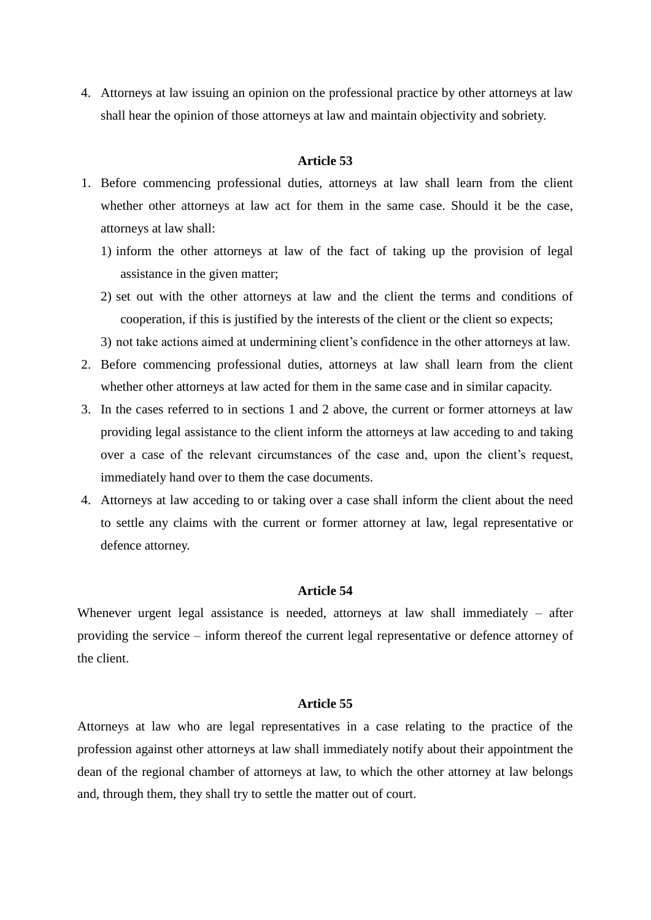4. Attorneys at law issuing an opinion on the professional practice by other attorneys at law shall hear the opinion of those attorneys at law and maintain objectivity and sobriety.

**Article 53**

1. Before commencing professional duties, attorneys at law shall learn from the client whether other attorneys at law act for them in the same case. Should it be the case, attorneys at law shall:
   1) inform the other attorneys at law of the fact of taking up the provision of legal assistance in the given matter;
   2) set out with the other attorneys at law and the client the terms and conditions of cooperation, if this is justified by the interests of the client or the client so expects;
   3) not take actions aimed at undermining client's confidence in the other attorneys at law.
2. Before commencing professional duties, attorneys at law shall learn from the client whether other attorneys at law acted for them in the same case and in similar capacity.
3. In the cases referred to in sections 1 and 2 above, the current or former attorneys at law providing legal assistance to the client inform the attorneys at law acceding to and taking over a case of the relevant circumstances of the case and, upon the client's request, immediately hand over to them the case documents.
4. Attorneys at law acceding to or taking over a case shall inform the client about the need to settle any claims with the current or former attorney at law, legal representative or defence attorney.

**Article 54**

Whenever urgent legal assistance is needed, attorneys at law shall immediately – after providing the service – inform thereof the current legal representative or defence attorney of the client.

**Article 55**

Attorneys at law who are legal representatives in a case relating to the practice of the profession against other attorneys at law shall immediately notify about their appointment the dean of the regional chamber of attorneys at law, to which the other attorney at law belongs and, through them, they shall try to settle the matter out of court.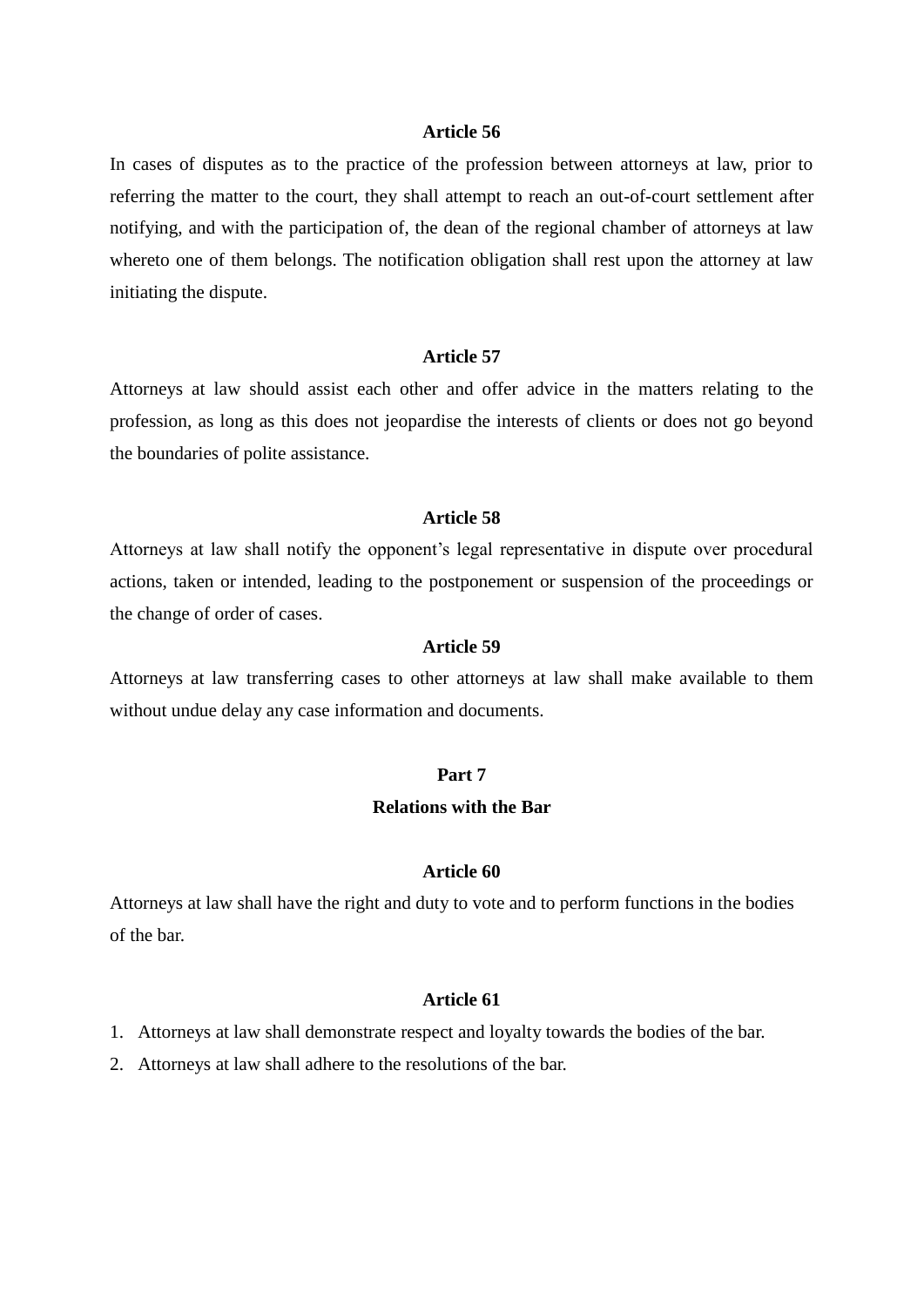### Article 56

In cases of disputes as to the practice of the profession between attorneys at law, prior to referring the matter to the court, they shall attempt to reach an out-of-court settlement after notifying, and with the participation of, the dean of the regional chamber of attorneys at law whereto one of them belongs. The notification obligation shall rest upon the attorney at law initiating the dispute.

### Article 57

Attorneys at law should assist each other and offer advice in the matters relating to the profession, as long as this does not jeopardise the interests of clients or does not go beyond the boundaries of polite assistance.

### Article 58

Attorneys at law shall notify the opponent's legal representative in dispute over procedural actions, taken or intended, leading to the postponement or suspension of the proceedings or the change of order of cases.

### Article 59

Attorneys at law transferring cases to other attorneys at law shall make available to them without undue delay any case information and documents.

## Part 7

## Relations with the Bar

### Article 60

Attorneys at law shall have the right and duty to vote and to perform functions in the bodies of the bar.

### Article 61

1. Attorneys at law shall demonstrate respect and loyalty towards the bodies of the bar.
2. Attorneys at law shall adhere to the resolutions of the bar.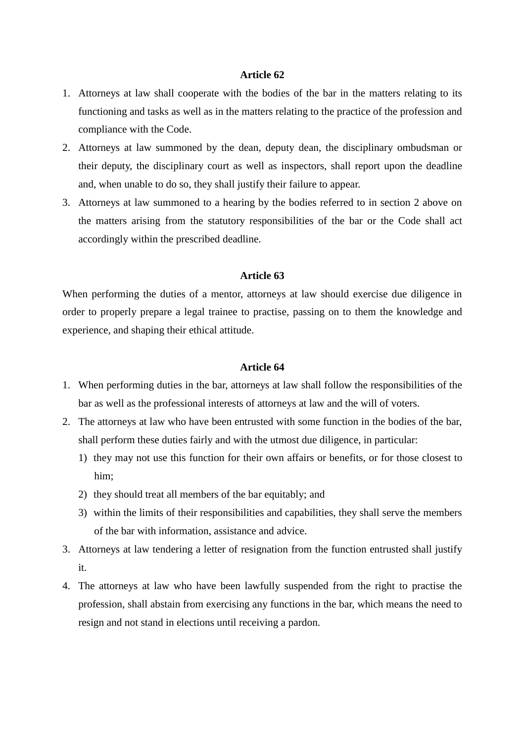**Article 62**

1. Attorneys at law shall cooperate with the bodies of the bar in the matters relating to its functioning and tasks as well as in the matters relating to the practice of the profession and compliance with the Code.
2. Attorneys at law summoned by the dean, deputy dean, the disciplinary ombudsman or their deputy, the disciplinary court as well as inspectors, shall report upon the deadline and, when unable to do so, they shall justify their failure to appear.
3. Attorneys at law summoned to a hearing by the bodies referred to in section 2 above on the matters arising from the statutory responsibilities of the bar or the Code shall act accordingly within the prescribed deadline.

**Article 63**

When performing the duties of a mentor, attorneys at law should exercise due diligence in order to properly prepare a legal trainee to practise, passing on to them the knowledge and experience, and shaping their ethical attitude.

**Article 64**

1. When performing duties in the bar, attorneys at law shall follow the responsibilities of the bar as well as the professional interests of attorneys at law and the will of voters.
2. The attorneys at law who have been entrusted with some function in the bodies of the bar, shall perform these duties fairly and with the utmost due diligence, in particular:
   1) they may not use this function for their own affairs or benefits, or for those closest to him;
   2) they should treat all members of the bar equitably; and
   3) within the limits of their responsibilities and capabilities, they shall serve the members of the bar with information, assistance and advice.
3. Attorneys at law tendering a letter of resignation from the function entrusted shall justify it.
4. The attorneys at law who have been lawfully suspended from the right to practise the profession, shall abstain from exercising any functions in the bar, which means the need to resign and not stand in elections until receiving a pardon.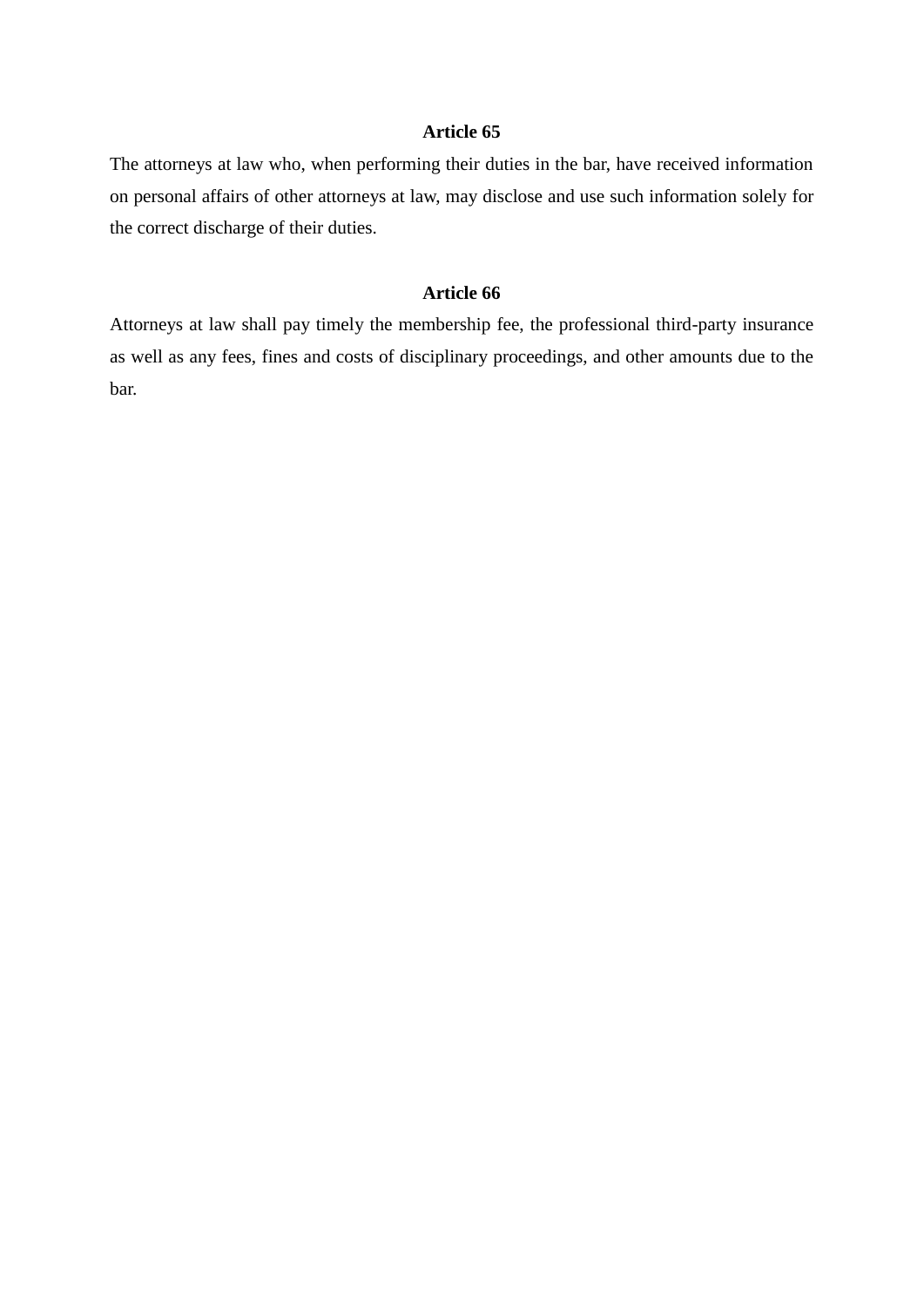### Article 65

The attorneys at law who, when performing their duties in the bar, have received information on personal affairs of other attorneys at law, may disclose and use such information solely for the correct discharge of their duties.

### Article 66

Attorneys at law shall pay timely the membership fee, the professional third-party insurance as well as any fees, fines and costs of disciplinary proceedings, and other amounts due to the bar.